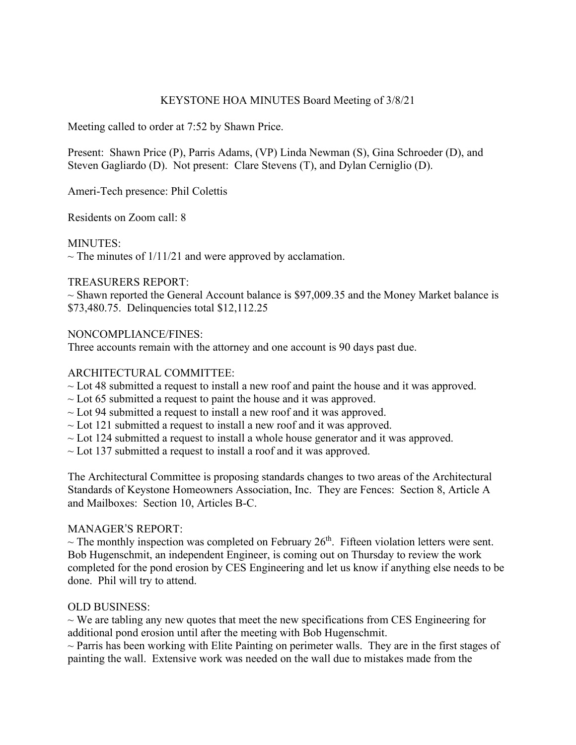# KEYSTONE HOA MINUTES Board Meeting of 3/8/21

Meeting called to order at 7:52 by Shawn Price.

Present: Shawn Price (P), Parris Adams, (VP) Linda Newman (S), Gina Schroeder (D), and Steven Gagliardo (D). Not present: Clare Stevens (T), and Dylan Cerniglio (D).

Ameri-Tech presence: Phil Colettis

Residents on Zoom call: 8

MINUTES:
~ The minutes of 1/11/21 and were approved by acclamation.

TREASURERS REPORT:
~ Shawn reported the General Account balance is $97,009.35 and the Money Market balance is $73,480.75. Delinquencies total $12,112.25

NONCOMPLIANCE/FINES:
Three accounts remain with the attorney and one account is 90 days past due.

ARCHITECTURAL COMMITTEE:
~ Lot 48 submitted a request to install a new roof and paint the house and it was approved.
~ Lot 65 submitted a request to paint the house and it was approved.
~ Lot 94 submitted a request to install a new roof and it was approved.
~ Lot 121 submitted a request to install a new roof and it was approved.
~ Lot 124 submitted a request to install a whole house generator and it was approved.
~ Lot 137 submitted a request to install a roof and it was approved.

The Architectural Committee is proposing standards changes to two areas of the Architectural Standards of Keystone Homeowners Association, Inc. They are Fences: Section 8, Article A and Mailboxes: Section 10, Articles B-C.

MANAGER'S REPORT:
~ The monthly inspection was completed on February 26th. Fifteen violation letters were sent. Bob Hugenschmit, an independent Engineer, is coming out on Thursday to review the work completed for the pond erosion by CES Engineering and let us know if anything else needs to be done. Phil will try to attend.

OLD BUSINESS:
~ We are tabling any new quotes that meet the new specifications from CES Engineering for additional pond erosion until after the meeting with Bob Hugenschmit.
~ Parris has been working with Elite Painting on perimeter walls. They are in the first stages of painting the wall. Extensive work was needed on the wall due to mistakes made from the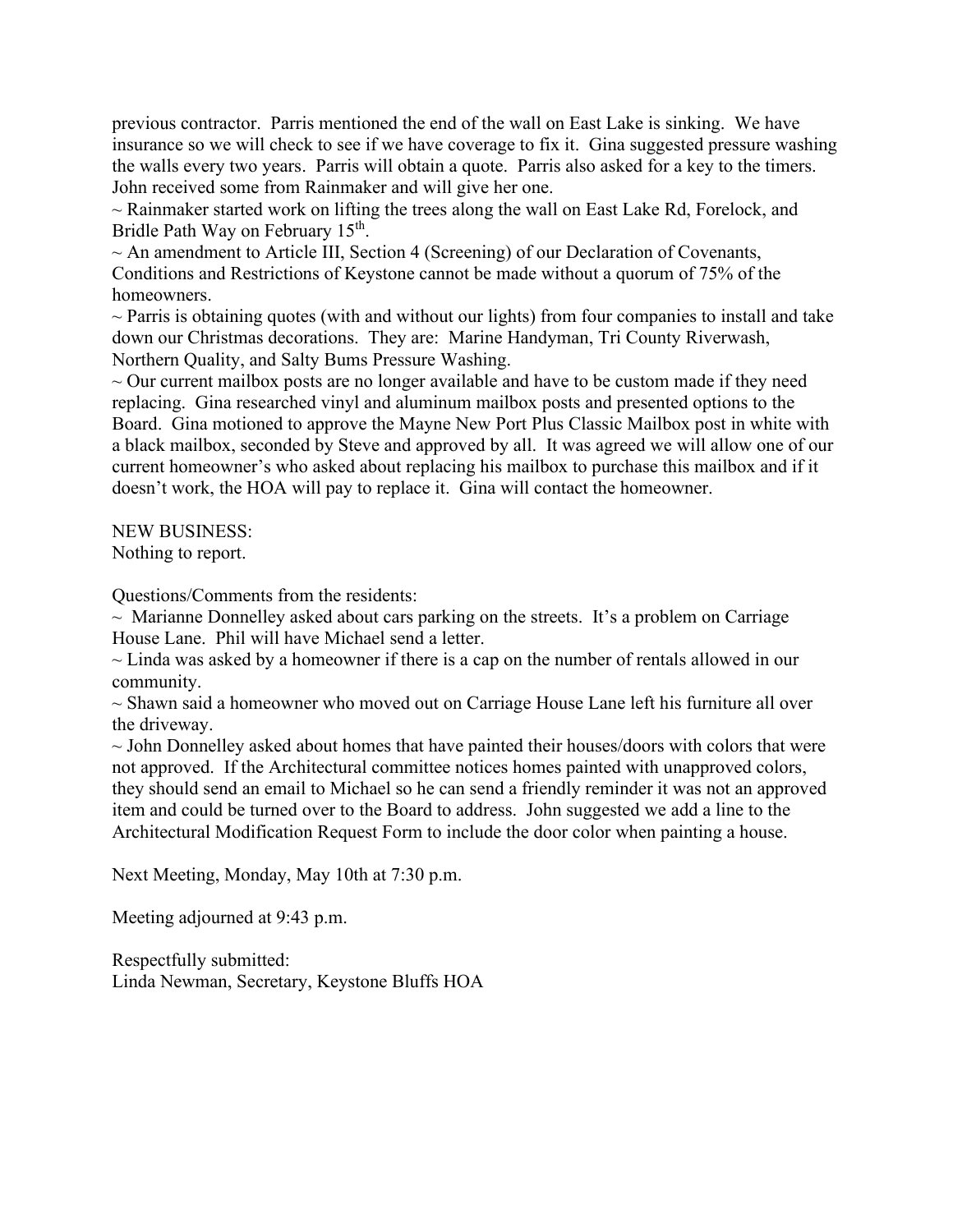previous contractor. Parris mentioned the end of the wall on East Lake is sinking. We have insurance so we will check to see if we have coverage to fix it. Gina suggested pressure washing the walls every two years. Parris will obtain a quote. Parris also asked for a key to the timers. John received some from Rainmaker and will give her one.

~ Rainmaker started work on lifting the trees along the wall on East Lake Rd, Forelock, and Bridle Path Way on February 15th.

~ An amendment to Article III, Section 4 (Screening) of our Declaration of Covenants, Conditions and Restrictions of Keystone cannot be made without a quorum of 75% of the homeowners.

~ Parris is obtaining quotes (with and without our lights) from four companies to install and take down our Christmas decorations. They are: Marine Handyman, Tri County Riverwash, Northern Quality, and Salty Bums Pressure Washing.

~ Our current mailbox posts are no longer available and have to be custom made if they need replacing. Gina researched vinyl and aluminum mailbox posts and presented options to the Board. Gina motioned to approve the Mayne New Port Plus Classic Mailbox post in white with a black mailbox, seconded by Steve and approved by all. It was agreed we will allow one of our current homeowner's who asked about replacing his mailbox to purchase this mailbox and if it doesn't work, the HOA will pay to replace it. Gina will contact the homeowner.

NEW BUSINESS:
Nothing to report.

Questions/Comments from the residents:

~ Marianne Donnelley asked about cars parking on the streets. It's a problem on Carriage House Lane. Phil will have Michael send a letter.

~ Linda was asked by a homeowner if there is a cap on the number of rentals allowed in our community.

~ Shawn said a homeowner who moved out on Carriage House Lane left his furniture all over the driveway.

~ John Donnelley asked about homes that have painted their houses/doors with colors that were not approved. If the Architectural committee notices homes painted with unapproved colors, they should send an email to Michael so he can send a friendly reminder it was not an approved item and could be turned over to the Board to address. John suggested we add a line to the Architectural Modification Request Form to include the door color when painting a house.

Next Meeting, Monday, May 10th at 7:30 p.m.

Meeting adjourned at 9:43 p.m.

Respectfully submitted:
Linda Newman, Secretary, Keystone Bluffs HOA